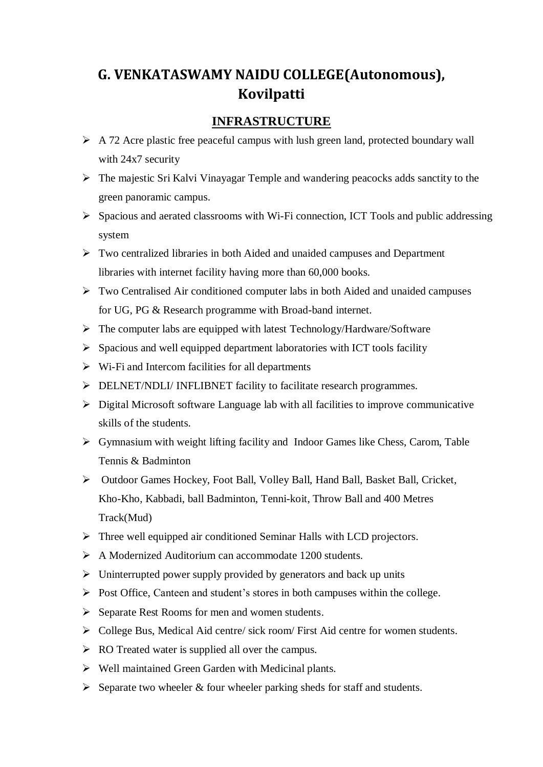# G. VENKATASWAMY NAIDU COLLEGE(Autonomous), Kovilpatti

## INFRASTRUCTURE

- A 72 Acre plastic free peaceful campus with lush green land, protected boundary wall with 24x7 security
- The majestic Sri Kalvi Vinayagar Temple and wandering peacocks adds sanctity to the green panoramic campus.
- Spacious and aerated classrooms with Wi-Fi connection, ICT Tools and public addressing system
- Two centralized libraries in both Aided and unaided campuses and Department libraries with internet facility having more than 60,000 books.
- Two Centralised Air conditioned computer labs in both Aided and unaided campuses for UG, PG & Research programme with Broad-band internet.
- The computer labs are equipped with latest Technology/Hardware/Software
- Spacious and well equipped department laboratories with ICT tools facility
- Wi-Fi and Intercom facilities for all departments
- DELNET/NDLI/ INFLIBNET facility to facilitate research programmes.
- Digital Microsoft software Language lab with all facilities to improve communicative skills of the students.
- Gymnasium with weight lifting facility and Indoor Games like Chess, Carom, Table Tennis & Badminton
- Outdoor Games Hockey, Foot Ball, Volley Ball, Hand Ball, Basket Ball, Cricket, Kho-Kho, Kabbadi, ball Badminton, Tenni-koit, Throw Ball and 400 Metres Track(Mud)
- Three well equipped air conditioned Seminar Halls with LCD projectors.
- A Modernized Auditorium can accommodate 1200 students.
- Uninterrupted power supply provided by generators and back up units
- Post Office, Canteen and student's stores in both campuses within the college.
- Separate Rest Rooms for men and women students.
- College Bus, Medical Aid centre/ sick room/ First Aid centre for women students.
- RO Treated water is supplied all over the campus.
- Well maintained Green Garden with Medicinal plants.
- Separate two wheeler & four wheeler parking sheds for staff and students.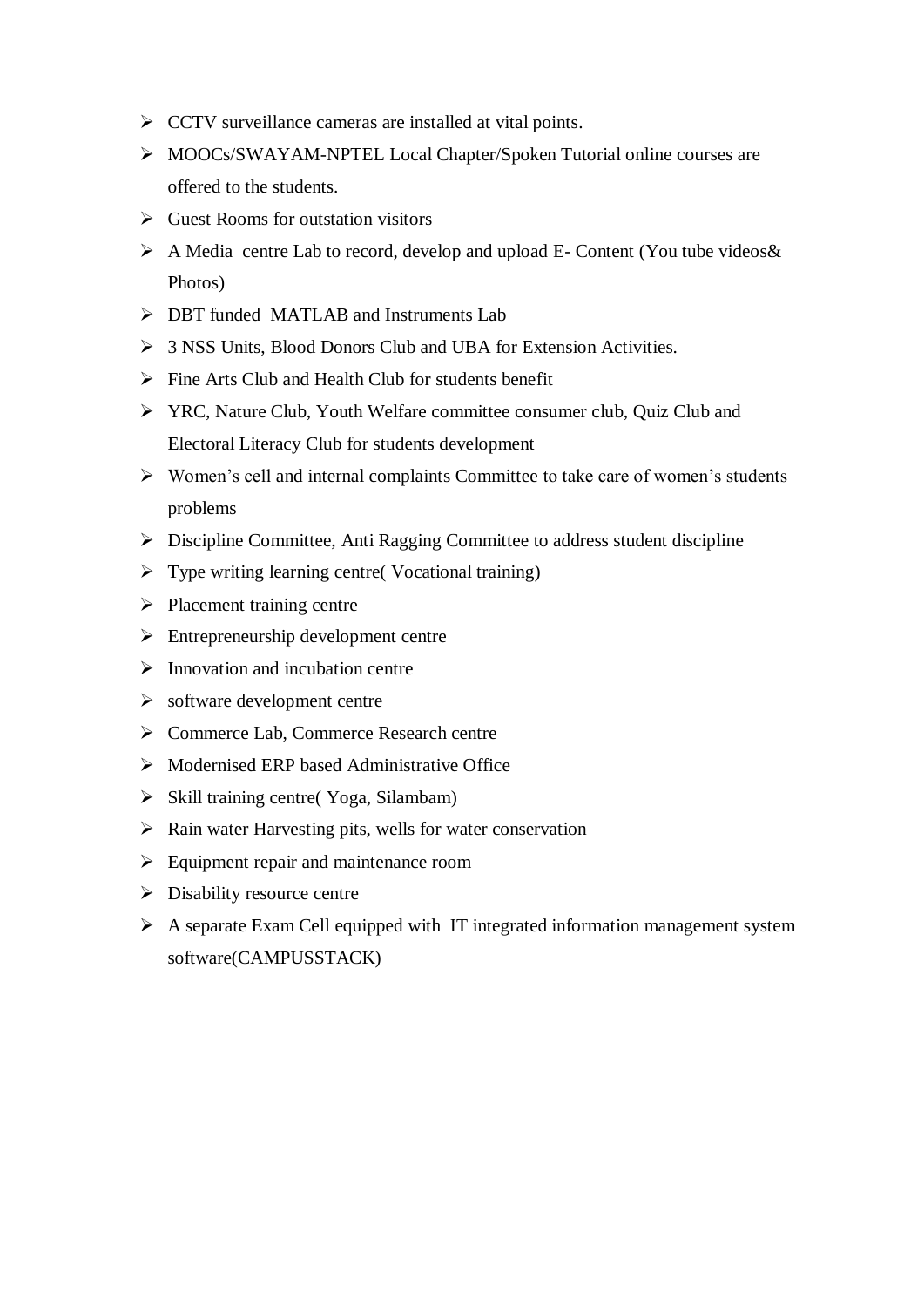- CCTV surveillance cameras are installed at vital points.
- MOOCs/SWAYAM-NPTEL Local Chapter/Spoken Tutorial online courses are offered to the students.
- Guest Rooms for outstation visitors
- A Media centre Lab to record, develop and upload E- Content (You tube videos& Photos)
- DBT funded MATLAB and Instruments Lab
- 3 NSS Units, Blood Donors Club and UBA for Extension Activities.
- Fine Arts Club and Health Club for students benefit
- YRC, Nature Club, Youth Welfare committee consumer club, Quiz Club and Electoral Literacy Club for students development
- Women's cell and internal complaints Committee to take care of women's students problems
- Discipline Committee, Anti Ragging Committee to address student discipline
- Type writing learning centre( Vocational training)
- Placement training centre
- Entrepreneurship development centre
- Innovation and incubation centre
- software development centre
- Commerce Lab, Commerce Research centre
- Modernised ERP based Administrative Office
- Skill training centre( Yoga, Silambam)
- Rain water Harvesting pits, wells for water conservation
- Equipment repair and maintenance room
- Disability resource centre
- A separate Exam Cell equipped with IT integrated information management system software(CAMPUSSTACK)